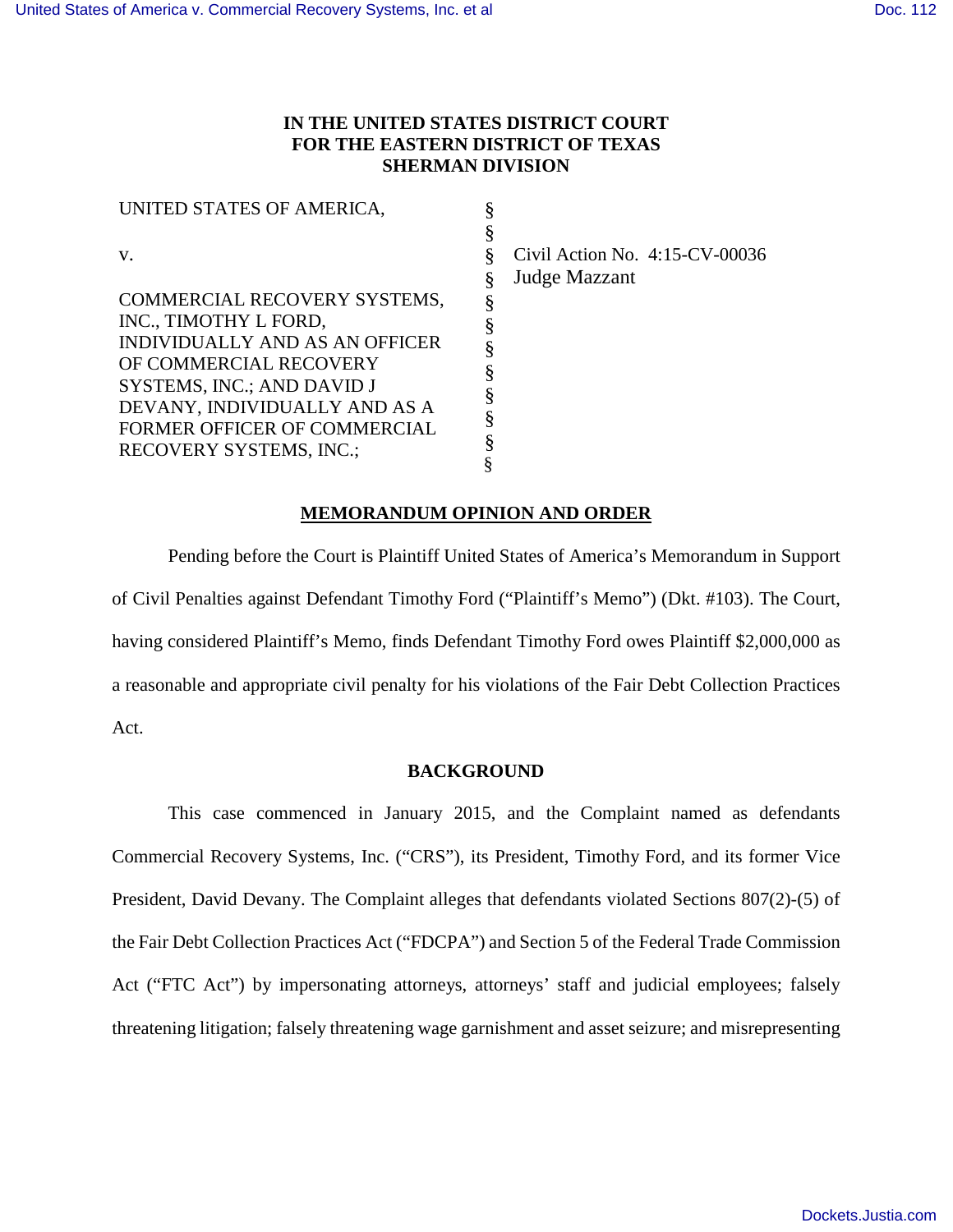**IN THE UNITED STATES DISTRICT COURT**
**FOR THE EASTERN DISTRICT OF TEXAS**
**SHERMAN DIVISION**

| | | |
|---|---|---|
| UNITED STATES OF AMERICA, | § | |
| | § | |
| v. | § | Civil Action No. 4:15-CV-00036 |
| | § | Judge Mazzant |
| COMMERCIAL RECOVERY SYSTEMS, INC., TIMOTHY L FORD, INDIVIDUALLY AND AS AN OFFICER OF COMMERCIAL RECOVERY SYSTEMS, INC.; AND DAVID J DEVANY, INDIVIDUALLY AND AS A FORMER OFFICER OF COMMERCIAL RECOVERY SYSTEMS, INC.; | § | |

**MEMORANDUM OPINION AND ORDER**

Pending before the Court is Plaintiff United States of America's Memorandum in Support of Civil Penalties against Defendant Timothy Ford ("Plaintiff's Memo") (Dkt. #103). The Court, having considered Plaintiff's Memo, finds Defendant Timothy Ford owes Plaintiff $2,000,000 as a reasonable and appropriate civil penalty for his violations of the Fair Debt Collection Practices Act.

**BACKGROUND**

This case commenced in January 2015, and the Complaint named as defendants Commercial Recovery Systems, Inc. ("CRS"), its President, Timothy Ford, and its former Vice President, David Devany. The Complaint alleges that defendants violated Sections 807(2)-(5) of the Fair Debt Collection Practices Act ("FDCPA") and Section 5 of the Federal Trade Commission Act ("FTC Act") by impersonating attorneys, attorneys' staff and judicial employees; falsely threatening litigation; falsely threatening wage garnishment and asset seizure; and misrepresenting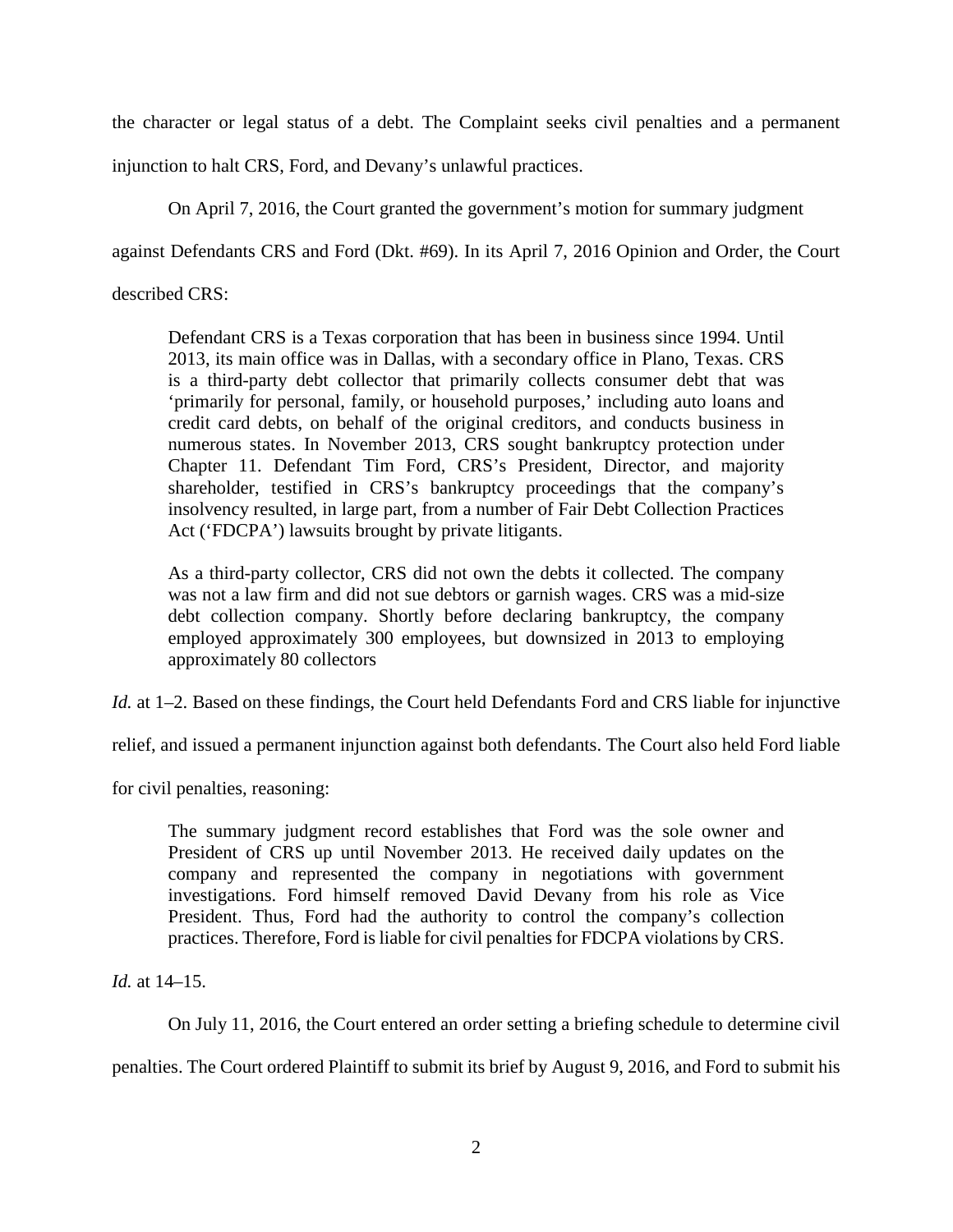the character or legal status of a debt. The Complaint seeks civil penalties and a permanent injunction to halt CRS, Ford, and Devany's unlawful practices.

On April 7, 2016, the Court granted the government's motion for summary judgment against Defendants CRS and Ford (Dkt. #69). In its April 7, 2016 Opinion and Order, the Court described CRS:

> Defendant CRS is a Texas corporation that has been in business since 1994. Until 2013, its main office was in Dallas, with a secondary office in Plano, Texas. CRS is a third-party debt collector that primarily collects consumer debt that was 'primarily for personal, family, or household purposes,' including auto loans and credit card debts, on behalf of the original creditors, and conducts business in numerous states. In November 2013, CRS sought bankruptcy protection under Chapter 11. Defendant Tim Ford, CRS's President, Director, and majority shareholder, testified in CRS's bankruptcy proceedings that the company's insolvency resulted, in large part, from a number of Fair Debt Collection Practices Act ('FDCPA') lawsuits brought by private litigants.
>
> As a third-party collector, CRS did not own the debts it collected. The company was not a law firm and did not sue debtors or garnish wages. CRS was a mid-size debt collection company. Shortly before declaring bankruptcy, the company employed approximately 300 employees, but downsized in 2013 to employing approximately 80 collectors

*Id.* at 1–2. Based on these findings, the Court held Defendants Ford and CRS liable for injunctive relief, and issued a permanent injunction against both defendants. The Court also held Ford liable for civil penalties, reasoning:

> The summary judgment record establishes that Ford was the sole owner and President of CRS up until November 2013. He received daily updates on the company and represented the company in negotiations with government investigations. Ford himself removed David Devany from his role as Vice President. Thus, Ford had the authority to control the company's collection practices. Therefore, Ford is liable for civil penalties for FDCPA violations by CRS.

*Id.* at 14–15.

On July 11, 2016, the Court entered an order setting a briefing schedule to determine civil penalties. The Court ordered Plaintiff to submit its brief by August 9, 2016, and Ford to submit his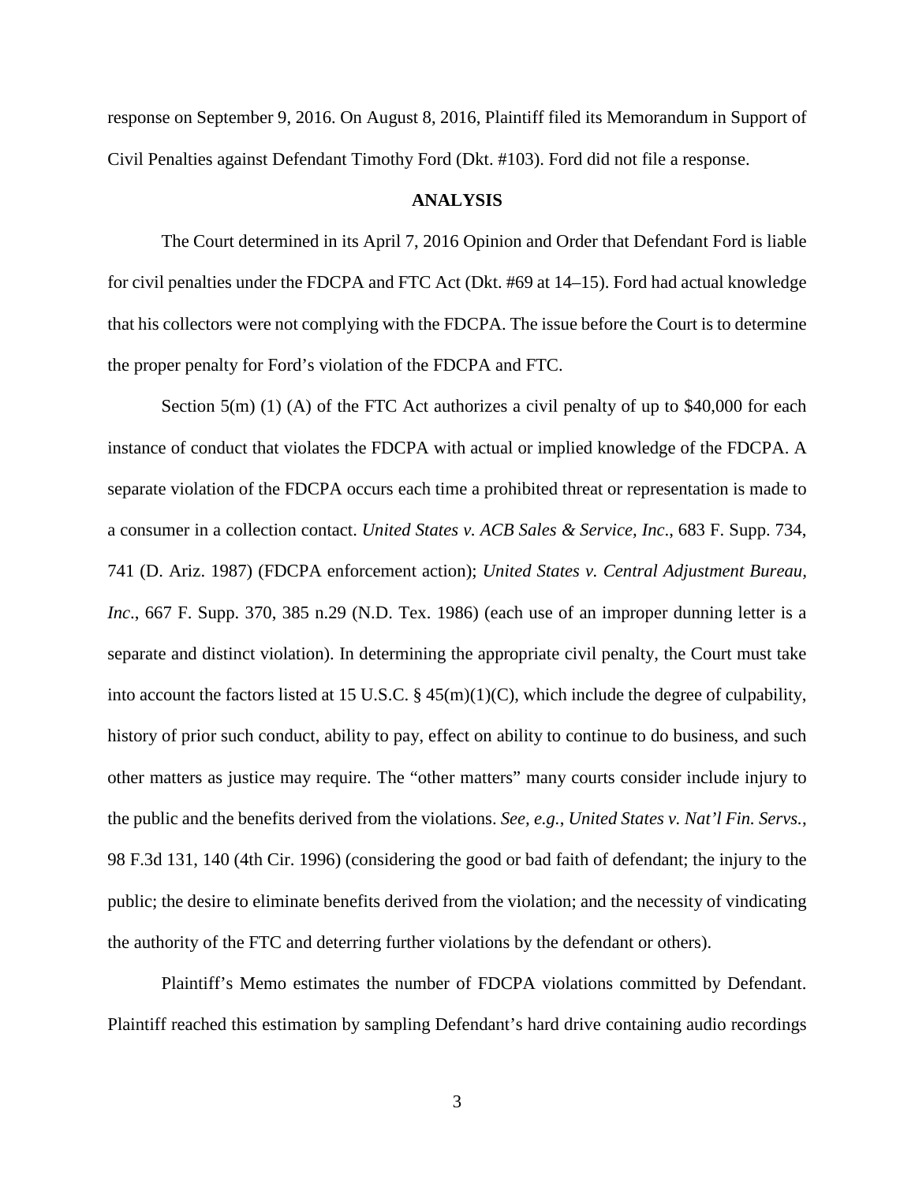response on September 9, 2016. On August 8, 2016, Plaintiff filed its Memorandum in Support of Civil Penalties against Defendant Timothy Ford (Dkt. #103). Ford did not file a response.

## ANALYSIS

The Court determined in its April 7, 2016 Opinion and Order that Defendant Ford is liable for civil penalties under the FDCPA and FTC Act (Dkt. #69 at 14–15). Ford had actual knowledge that his collectors were not complying with the FDCPA. The issue before the Court is to determine the proper penalty for Ford's violation of the FDCPA and FTC.

Section 5(m) (1) (A) of the FTC Act authorizes a civil penalty of up to $40,000 for each instance of conduct that violates the FDCPA with actual or implied knowledge of the FDCPA. A separate violation of the FDCPA occurs each time a prohibited threat or representation is made to a consumer in a collection contact. *United States v. ACB Sales & Service, Inc*., 683 F. Supp. 734, 741 (D. Ariz. 1987) (FDCPA enforcement action); *United States v. Central Adjustment Bureau, Inc*., 667 F. Supp. 370, 385 n.29 (N.D. Tex. 1986) (each use of an improper dunning letter is a separate and distinct violation). In determining the appropriate civil penalty, the Court must take into account the factors listed at 15 U.S.C. § 45(m)(1)(C), which include the degree of culpability, history of prior such conduct, ability to pay, effect on ability to continue to do business, and such other matters as justice may require. The "other matters" many courts consider include injury to the public and the benefits derived from the violations. *See, e.g., United States v. Nat'l Fin. Servs.*, 98 F.3d 131, 140 (4th Cir. 1996) (considering the good or bad faith of defendant; the injury to the public; the desire to eliminate benefits derived from the violation; and the necessity of vindicating the authority of the FTC and deterring further violations by the defendant or others).

Plaintiff's Memo estimates the number of FDCPA violations committed by Defendant. Plaintiff reached this estimation by sampling Defendant's hard drive containing audio recordings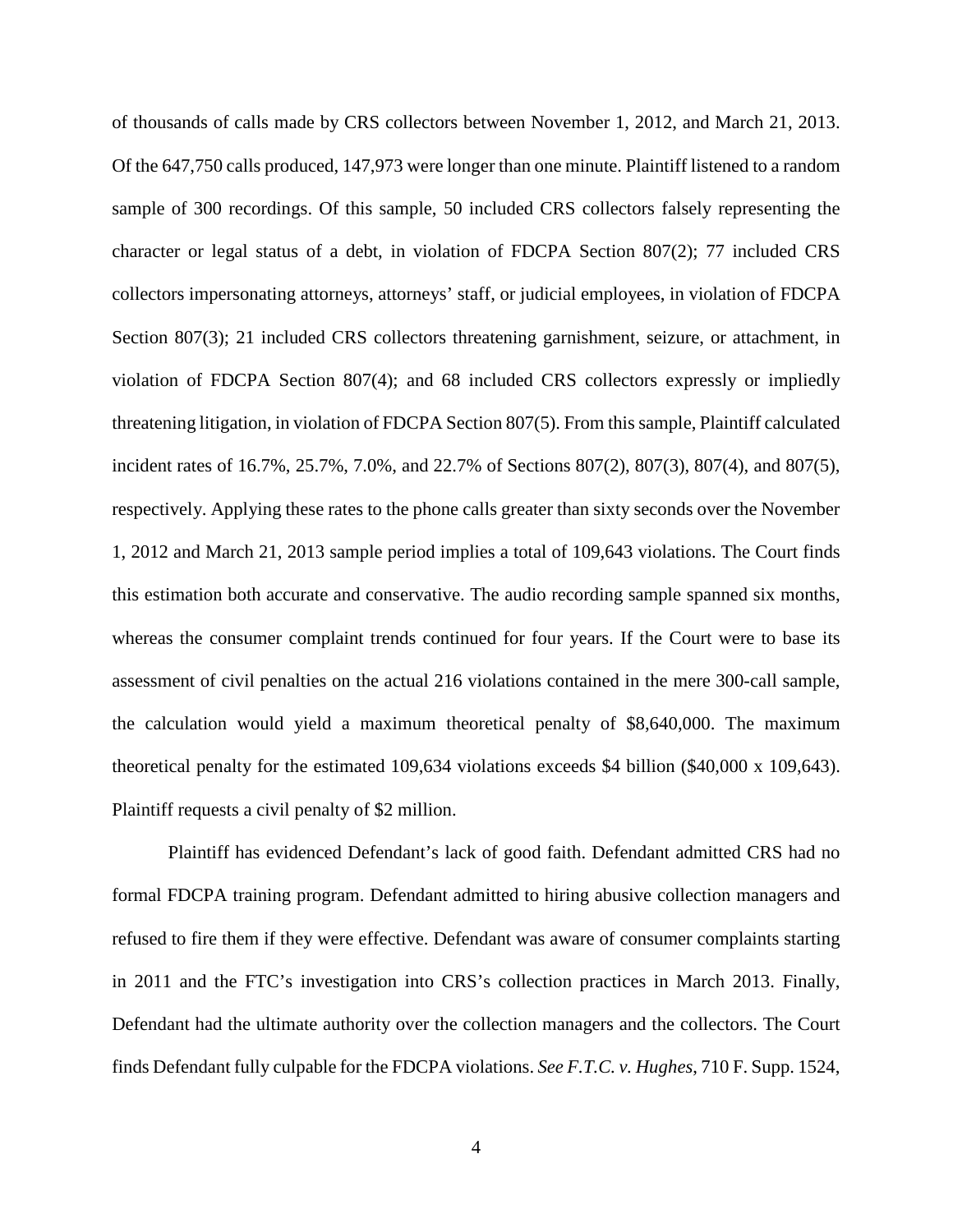of thousands of calls made by CRS collectors between November 1, 2012, and March 21, 2013. Of the 647,750 calls produced, 147,973 were longer than one minute. Plaintiff listened to a random sample of 300 recordings. Of this sample, 50 included CRS collectors falsely representing the character or legal status of a debt, in violation of FDCPA Section 807(2); 77 included CRS collectors impersonating attorneys, attorneys' staff, or judicial employees, in violation of FDCPA Section 807(3); 21 included CRS collectors threatening garnishment, seizure, or attachment, in violation of FDCPA Section 807(4); and 68 included CRS collectors expressly or impliedly threatening litigation, in violation of FDCPA Section 807(5). From this sample, Plaintiff calculated incident rates of 16.7%, 25.7%, 7.0%, and 22.7% of Sections 807(2), 807(3), 807(4), and 807(5), respectively. Applying these rates to the phone calls greater than sixty seconds over the November 1, 2012 and March 21, 2013 sample period implies a total of 109,643 violations. The Court finds this estimation both accurate and conservative. The audio recording sample spanned six months, whereas the consumer complaint trends continued for four years. If the Court were to base its assessment of civil penalties on the actual 216 violations contained in the mere 300-call sample, the calculation would yield a maximum theoretical penalty of $8,640,000. The maximum theoretical penalty for the estimated 109,634 violations exceeds $4 billion ($40,000 x 109,643). Plaintiff requests a civil penalty of $2 million.

Plaintiff has evidenced Defendant's lack of good faith. Defendant admitted CRS had no formal FDCPA training program. Defendant admitted to hiring abusive collection managers and refused to fire them if they were effective. Defendant was aware of consumer complaints starting in 2011 and the FTC's investigation into CRS's collection practices in March 2013. Finally, Defendant had the ultimate authority over the collection managers and the collectors. The Court finds Defendant fully culpable for the FDCPA violations. *See F.T.C. v. Hughes*, 710 F. Supp. 1524,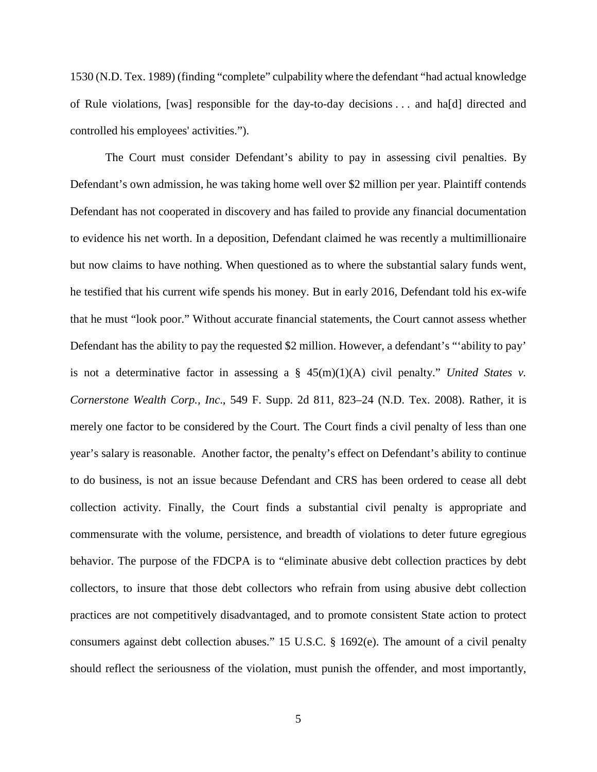1530 (N.D. Tex. 1989) (finding "complete" culpability where the defendant "had actual knowledge of Rule violations, [was] responsible for the day-to-day decisions . . . and ha[d] directed and controlled his employees' activities.").

The Court must consider Defendant's ability to pay in assessing civil penalties. By Defendant's own admission, he was taking home well over $2 million per year. Plaintiff contends Defendant has not cooperated in discovery and has failed to provide any financial documentation to evidence his net worth. In a deposition, Defendant claimed he was recently a multimillionaire but now claims to have nothing. When questioned as to where the substantial salary funds went, he testified that his current wife spends his money. But in early 2016, Defendant told his ex-wife that he must "look poor." Without accurate financial statements, the Court cannot assess whether Defendant has the ability to pay the requested $2 million. However, a defendant's "'ability to pay' is not a determinative factor in assessing a § 45(m)(1)(A) civil penalty." *United States v. Cornerstone Wealth Corp., Inc*., 549 F. Supp. 2d 811, 823–24 (N.D. Tex. 2008). Rather, it is merely one factor to be considered by the Court. The Court finds a civil penalty of less than one year's salary is reasonable. Another factor, the penalty's effect on Defendant's ability to continue to do business, is not an issue because Defendant and CRS has been ordered to cease all debt collection activity. Finally, the Court finds a substantial civil penalty is appropriate and commensurate with the volume, persistence, and breadth of violations to deter future egregious behavior. The purpose of the FDCPA is to "eliminate abusive debt collection practices by debt collectors, to insure that those debt collectors who refrain from using abusive debt collection practices are not competitively disadvantaged, and to promote consistent State action to protect consumers against debt collection abuses." 15 U.S.C. § 1692(e). The amount of a civil penalty should reflect the seriousness of the violation, must punish the offender, and most importantly,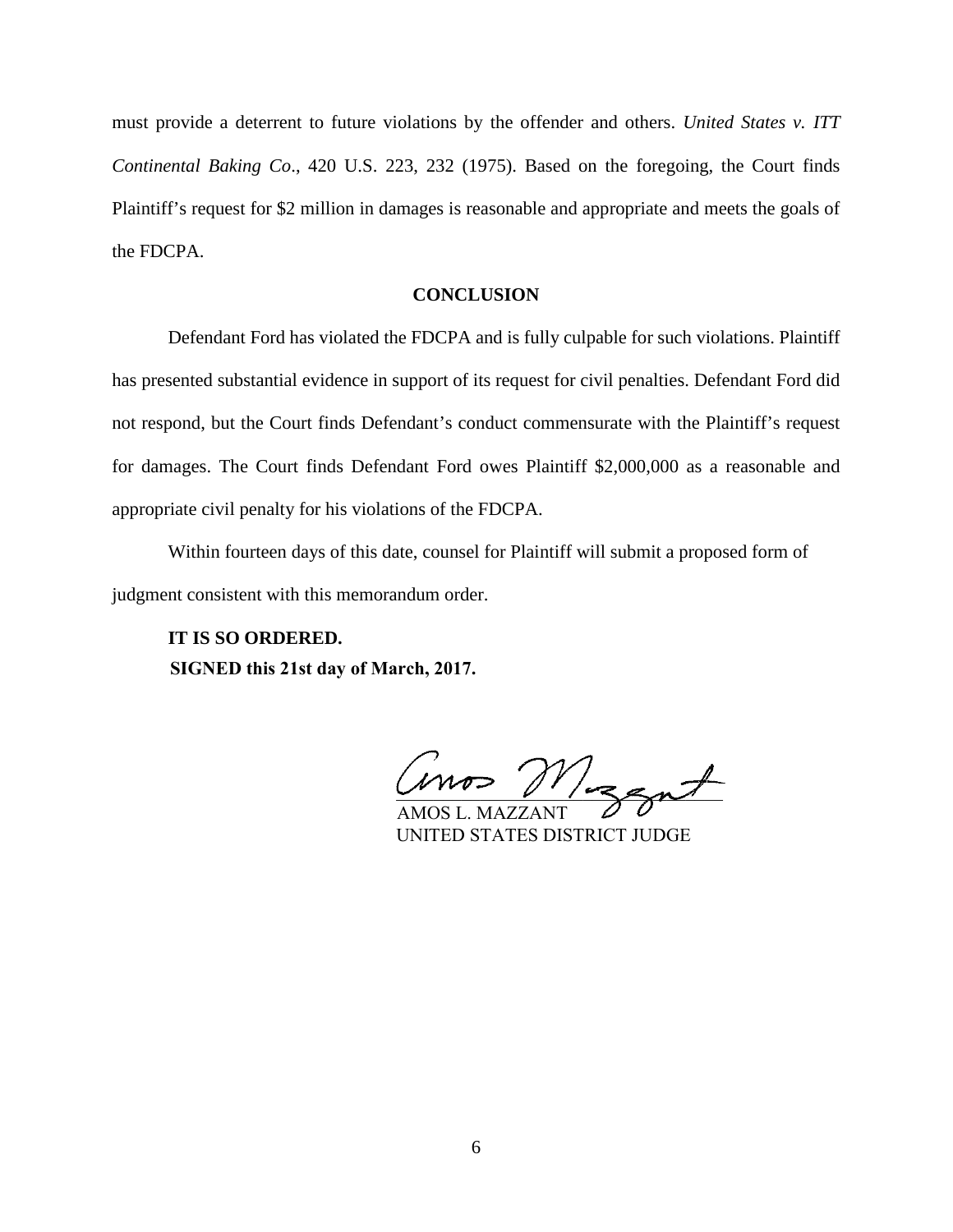must provide a deterrent to future violations by the offender and others. *United States v. ITT Continental Baking Co*., 420 U.S. 223, 232 (1975). Based on the foregoing, the Court finds Plaintiff's request for $2 million in damages is reasonable and appropriate and meets the goals of the FDCPA.

## CONCLUSION

Defendant Ford has violated the FDCPA and is fully culpable for such violations. Plaintiff has presented substantial evidence in support of its request for civil penalties. Defendant Ford did not respond, but the Court finds Defendant's conduct commensurate with the Plaintiff's request for damages. The Court finds Defendant Ford owes Plaintiff $2,000,000 as a reasonable and appropriate civil penalty for his violations of the FDCPA.

Within fourteen days of this date, counsel for Plaintiff will submit a proposed form of judgment consistent with this memorandum order.

**IT IS SO ORDERED.**

**SIGNED this 21st day of March, 2017.**

AMOS L. MAZZANT
UNITED STATES DISTRICT JUDGE